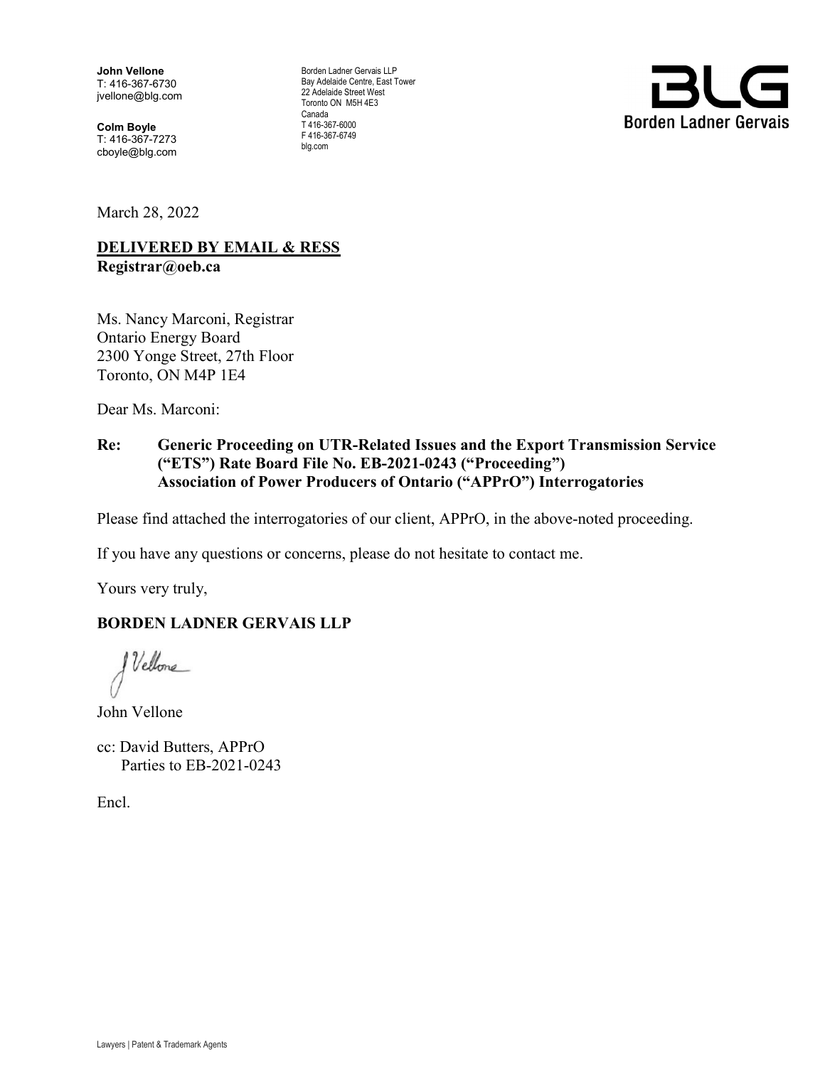**John Vellone**
T: 416-367-6730
jvellone@blg.com

**Colm Boyle**
T: 416-367-7273
cboyle@blg.com

Borden Ladner Gervais LLP
Bay Adelaide Centre, East Tower
22 Adelaide Street West
Toronto ON M5H 4E3
Canada
T 416-367-6000
F 416-367-6749
blg.com

BLG
Borden Ladner Gervais

March 28, 2022

**DELIVERED BY EMAIL & RESS**
**Registrar@oeb.ca**

Ms. Nancy Marconi, Registrar
Ontario Energy Board
2300 Yonge Street, 27th Floor
Toronto, ON M4P 1E4

Dear Ms. Marconi:

**Re: Generic Proceeding on UTR-Related Issues and the Export Transmission Service ("ETS") Rate Board File No. EB-2021-0243 ("Proceeding") Association of Power Producers of Ontario ("APPrO") Interrogatories**

Please find attached the interrogatories of our client, APPrO, in the above-noted proceeding.

If you have any questions or concerns, please do not hesitate to contact me.

Yours very truly,

**BORDEN LADNER GERVAIS LLP**

J Vellone

John Vellone

cc: David Butters, APPrO
Parties to EB-2021-0243

Encl.

Lawyers | Patent & Trademark Agents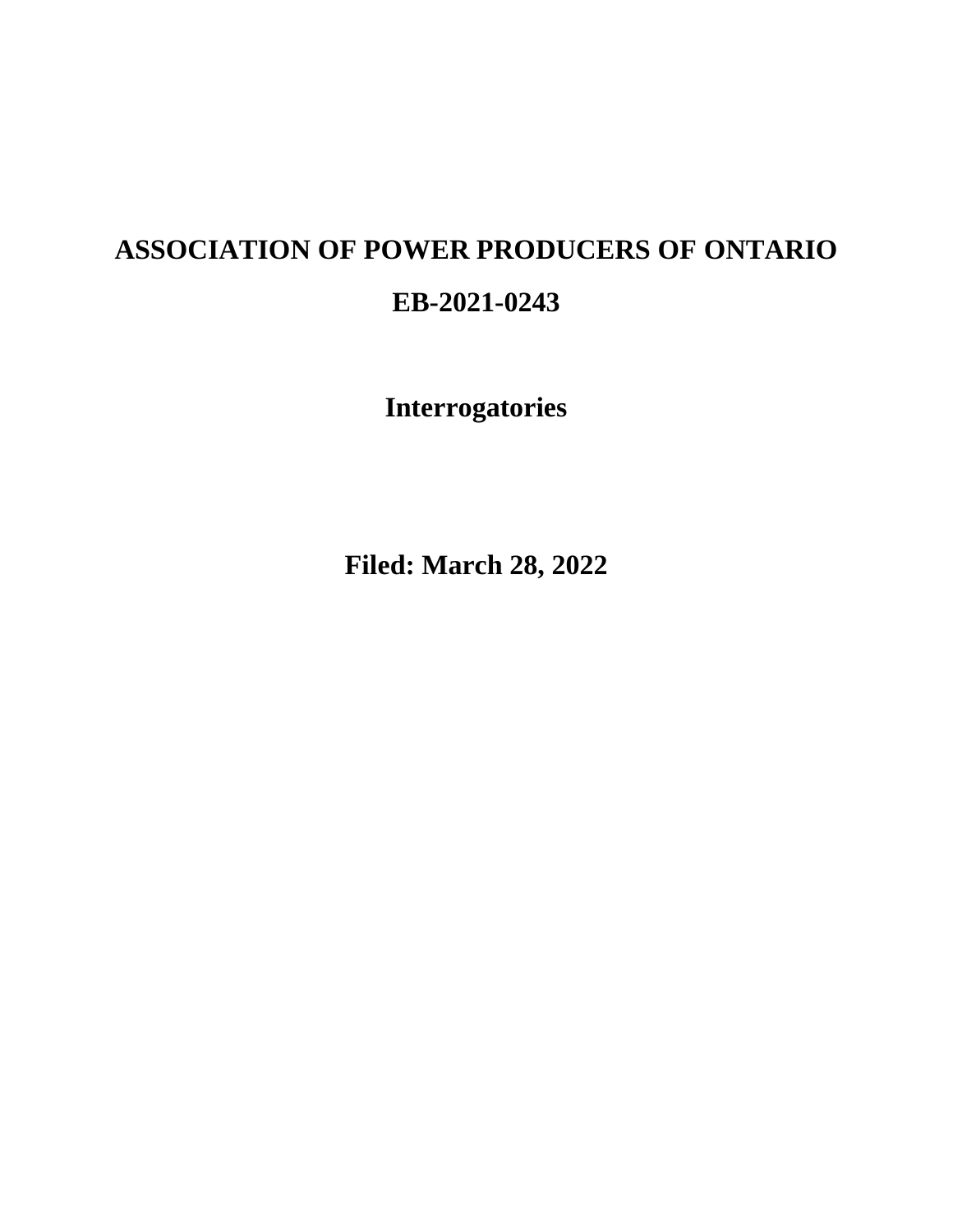# ASSOCIATION OF POWER PRODUCERS OF ONTARIO

# EB-2021-0243

## Interrogatories

## Filed: March 28, 2022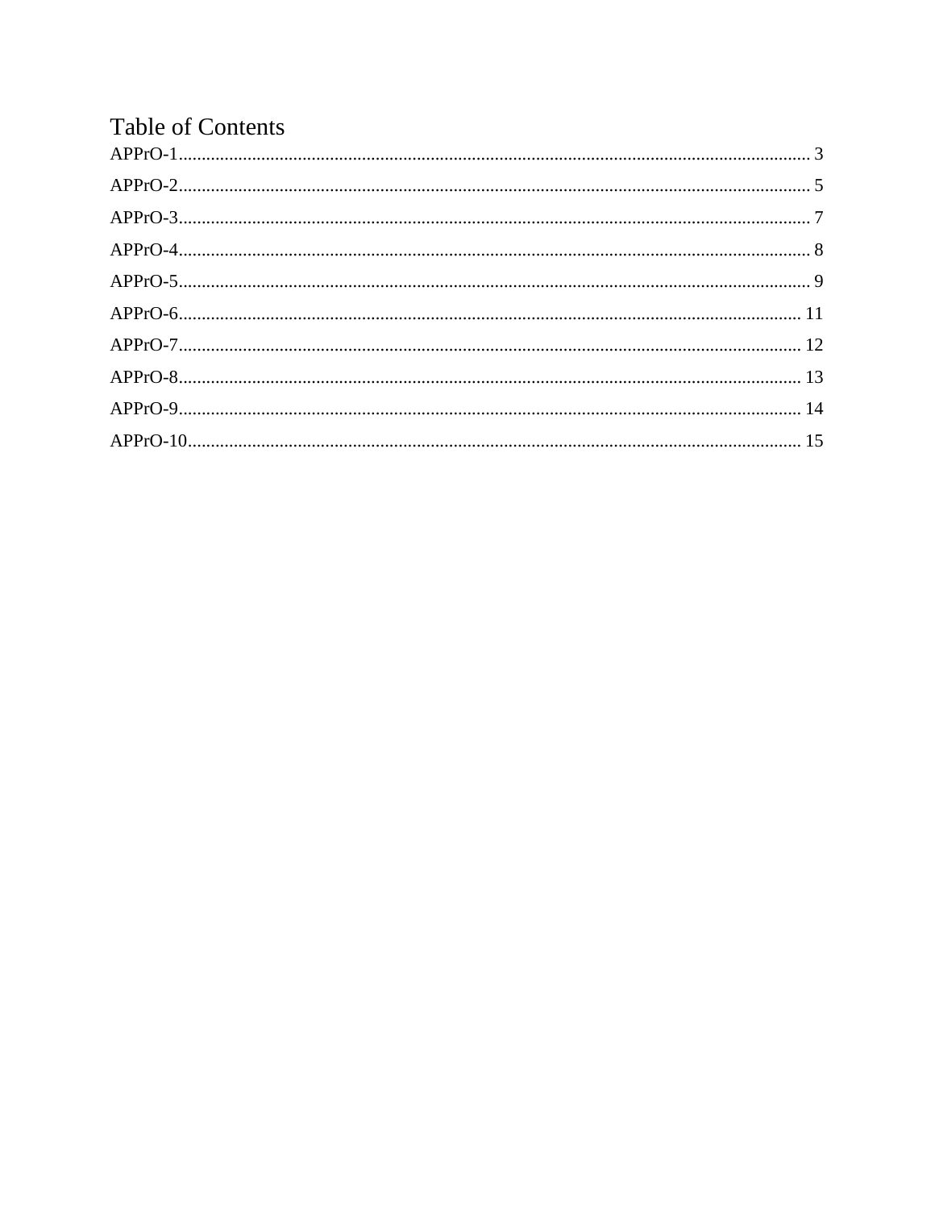# Table of Contents

APPrO-1........................................................................................................................... 3

APPrO-2........................................................................................................................... 5

APPrO-3........................................................................................................................... 7

APPrO-4........................................................................................................................... 8

APPrO-5........................................................................................................................... 9

APPrO-6......................................................................................................................... 11

APPrO-7......................................................................................................................... 12

APPrO-8......................................................................................................................... 13

APPrO-9......................................................................................................................... 14

APPrO-10....................................................................................................................... 15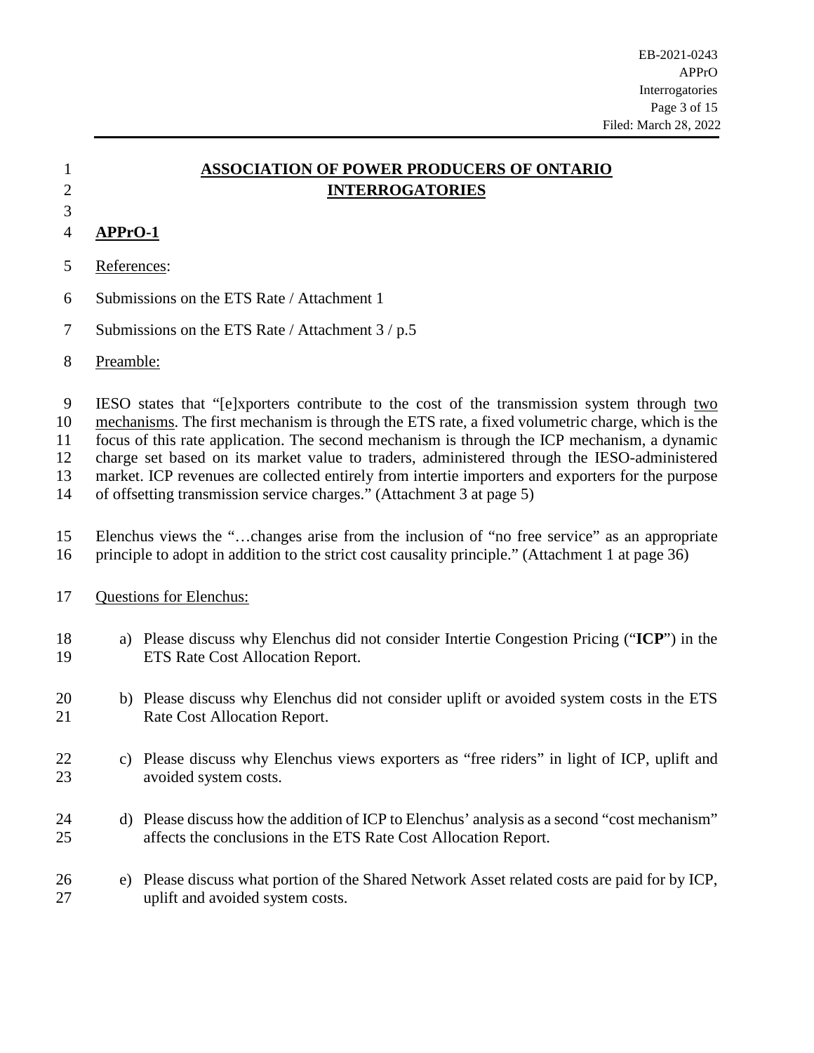# ASSOCIATION OF POWER PRODUCERS OF ONTARIO INTERROGATORIES

## APPrO-1

References:

Submissions on the ETS Rate / Attachment 1

Submissions on the ETS Rate / Attachment 3 / p.5

Preamble:

IESO states that "[e]xporters contribute to the cost of the transmission system through two mechanisms. The first mechanism is through the ETS rate, a fixed volumetric charge, which is the focus of this rate application. The second mechanism is through the ICP mechanism, a dynamic charge set based on its market value to traders, administered through the IESO-administered market. ICP revenues are collected entirely from intertie importers and exporters for the purpose of offsetting transmission service charges." (Attachment 3 at page 5)

Elenchus views the "…changes arise from the inclusion of "no free service" as an appropriate principle to adopt in addition to the strict cost causality principle." (Attachment 1 at page 36)

Questions for Elenchus:

a) Please discuss why Elenchus did not consider Intertie Congestion Pricing ("**ICP**") in the ETS Rate Cost Allocation Report.

b) Please discuss why Elenchus did not consider uplift or avoided system costs in the ETS Rate Cost Allocation Report.

c) Please discuss why Elenchus views exporters as "free riders" in light of ICP, uplift and avoided system costs.

d) Please discuss how the addition of ICP to Elenchus' analysis as a second "cost mechanism" affects the conclusions in the ETS Rate Cost Allocation Report.

e) Please discuss what portion of the Shared Network Asset related costs are paid for by ICP, uplift and avoided system costs.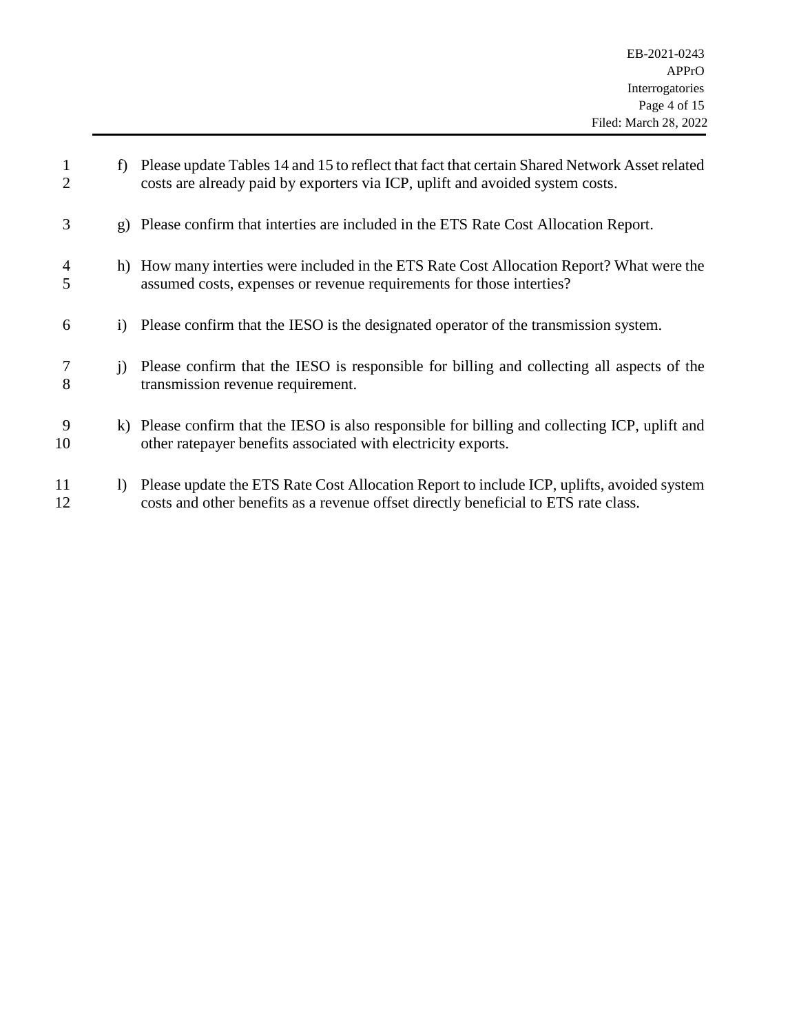f) Please update Tables 14 and 15 to reflect that fact that certain Shared Network Asset related costs are already paid by exporters via ICP, uplift and avoided system costs.

g) Please confirm that interties are included in the ETS Rate Cost Allocation Report.

h) How many interties were included in the ETS Rate Cost Allocation Report? What were the assumed costs, expenses or revenue requirements for those interties?

i) Please confirm that the IESO is the designated operator of the transmission system.

j) Please confirm that the IESO is responsible for billing and collecting all aspects of the transmission revenue requirement.

k) Please confirm that the IESO is also responsible for billing and collecting ICP, uplift and other ratepayer benefits associated with electricity exports.

l) Please update the ETS Rate Cost Allocation Report to include ICP, uplifts, avoided system costs and other benefits as a revenue offset directly beneficial to ETS rate class.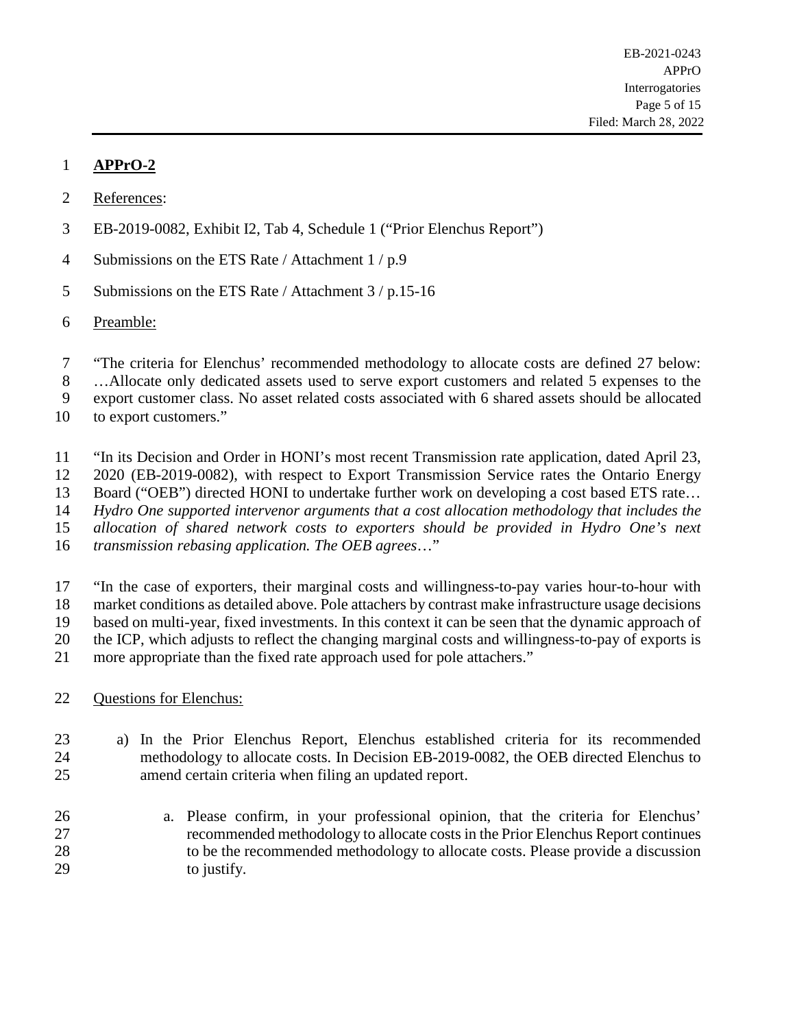**APPrO-2**

References:

EB-2019-0082, Exhibit I2, Tab 4, Schedule 1 ("Prior Elenchus Report")

Submissions on the ETS Rate / Attachment 1 / p.9

Submissions on the ETS Rate / Attachment 3 / p.15-16

Preamble:

"The criteria for Elenchus' recommended methodology to allocate costs are defined 27 below: …Allocate only dedicated assets used to serve export customers and related 5 expenses to the export customer class. No asset related costs associated with 6 shared assets should be allocated to export customers."

"In its Decision and Order in HONI's most recent Transmission rate application, dated April 23, 2020 (EB-2019-0082), with respect to Export Transmission Service rates the Ontario Energy Board ("OEB") directed HONI to undertake further work on developing a cost based ETS rate… *Hydro One supported intervenor arguments that a cost allocation methodology that includes the allocation of shared network costs to exporters should be provided in Hydro One's next transmission rebasing application. The OEB agrees*…"

"In the case of exporters, their marginal costs and willingness-to-pay varies hour-to-hour with market conditions as detailed above. Pole attachers by contrast make infrastructure usage decisions based on multi-year, fixed investments. In this context it can be seen that the dynamic approach of the ICP, which adjusts to reflect the changing marginal costs and willingness-to-pay of exports is more appropriate than the fixed rate approach used for pole attachers."

Questions for Elenchus:

a) In the Prior Elenchus Report, Elenchus established criteria for its recommended methodology to allocate costs. In Decision EB-2019-0082, the OEB directed Elenchus to amend certain criteria when filing an updated report.

   a. Please confirm, in your professional opinion, that the criteria for Elenchus' recommended methodology to allocate costs in the Prior Elenchus Report continues to be the recommended methodology to allocate costs. Please provide a discussion to justify.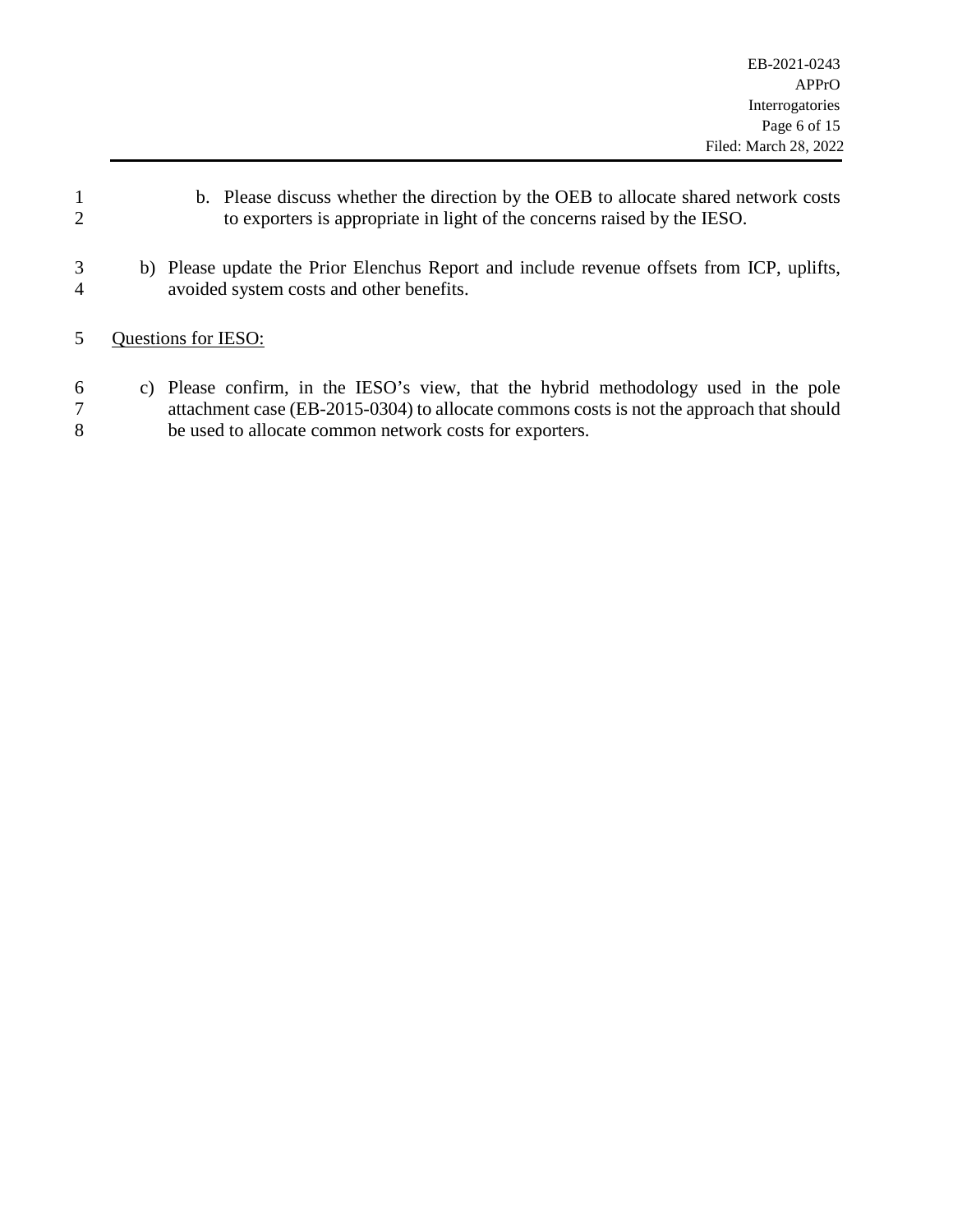b. Please discuss whether the direction by the OEB to allocate shared network costs to exporters is appropriate in light of the concerns raised by the IESO.

b) Please update the Prior Elenchus Report and include revenue offsets from ICP, uplifts, avoided system costs and other benefits.

<u>Questions for IESO:</u>

c) Please confirm, in the IESO's view, that the hybrid methodology used in the pole attachment case (EB-2015-0304) to allocate commons costs is not the approach that should be used to allocate common network costs for exporters.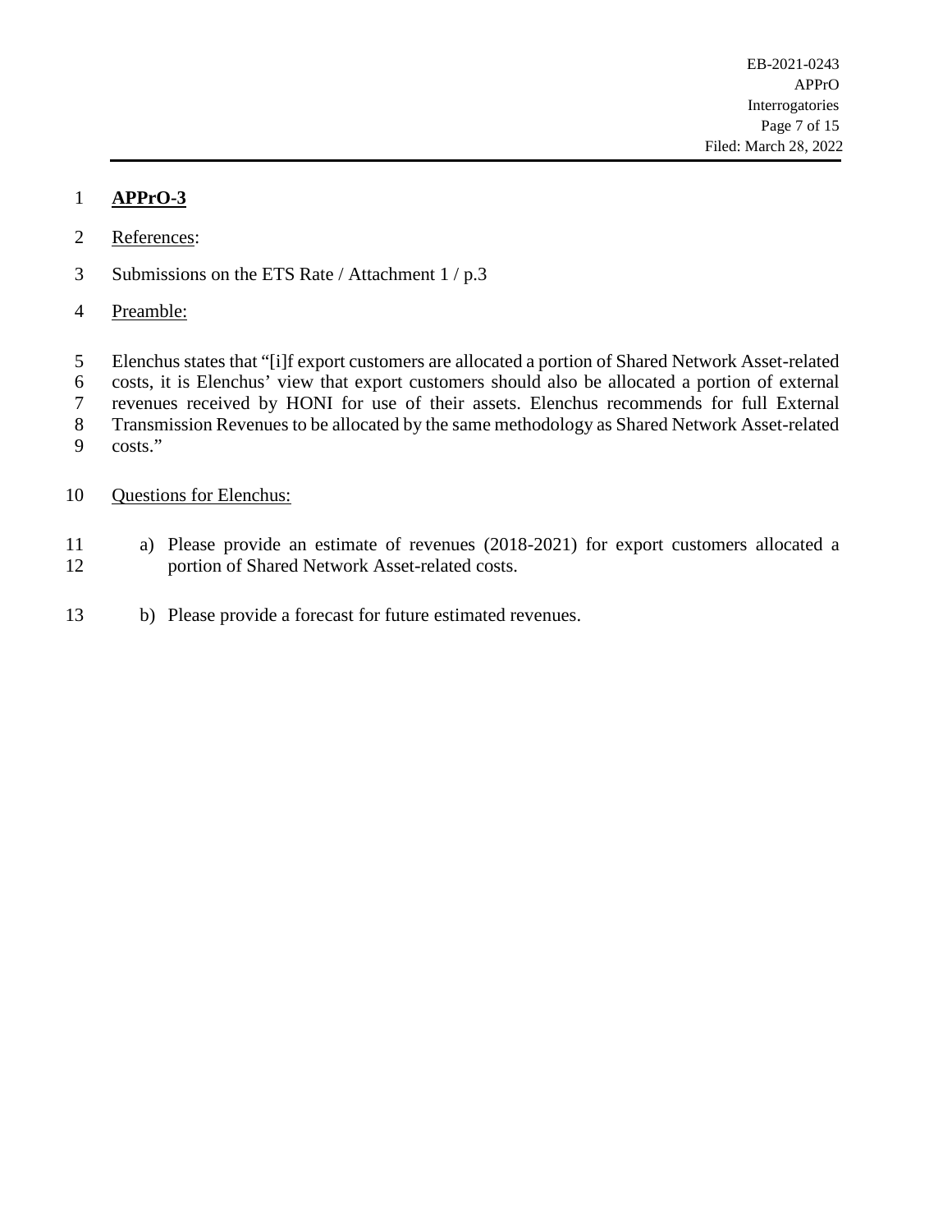## APPrO-3

References:

Submissions on the ETS Rate / Attachment 1 / p.3

Preamble:

Elenchus states that "[i]f export customers are allocated a portion of Shared Network Asset-related costs, it is Elenchus' view that export customers should also be allocated a portion of external revenues received by HONI for use of their assets. Elenchus recommends for full External Transmission Revenues to be allocated by the same methodology as Shared Network Asset-related costs."

Questions for Elenchus:

a) Please provide an estimate of revenues (2018-2021) for export customers allocated a portion of Shared Network Asset-related costs.

b) Please provide a forecast for future estimated revenues.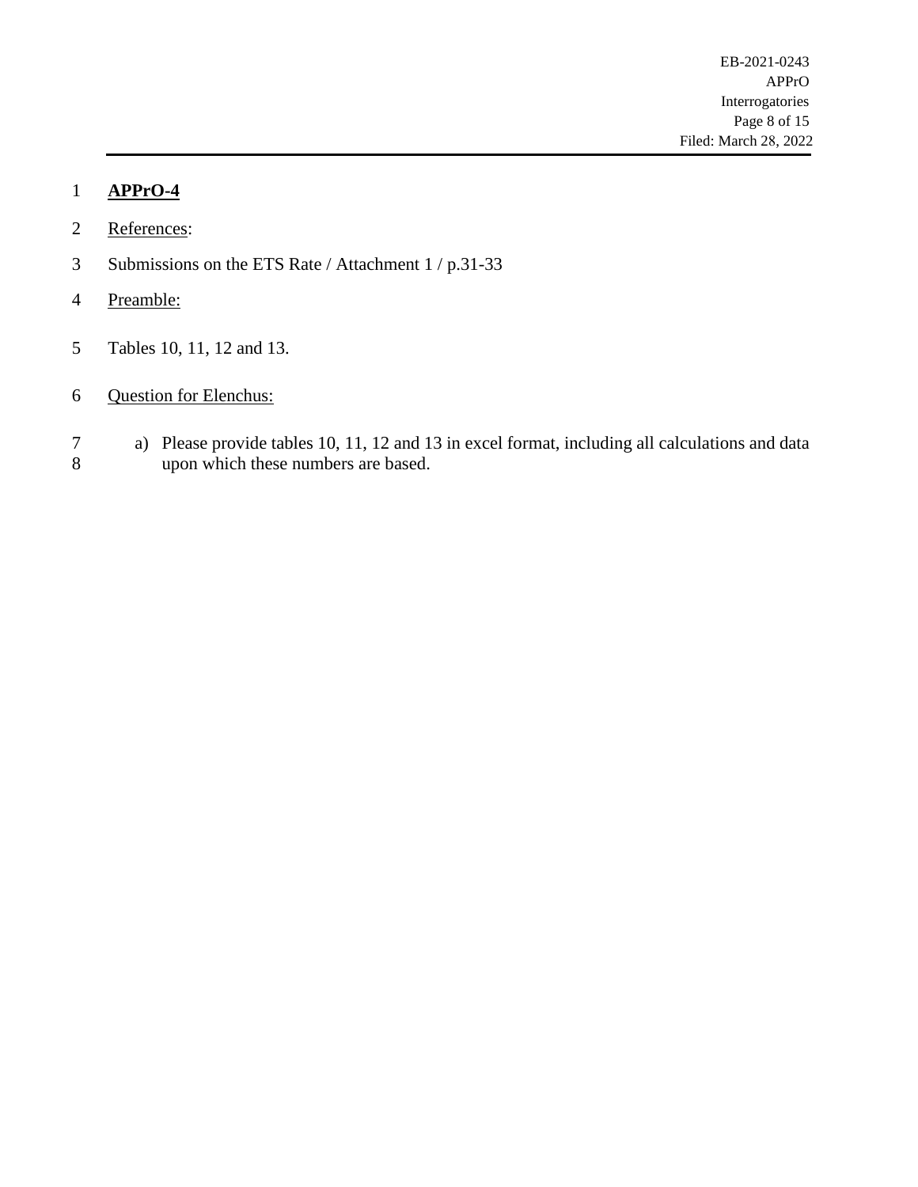**APPrO-4**

References:

Submissions on the ETS Rate / Attachment 1 / p.31-33

Preamble:

Tables 10, 11, 12 and 13.

Question for Elenchus:

a) Please provide tables 10, 11, 12 and 13 in excel format, including all calculations and data upon which these numbers are based.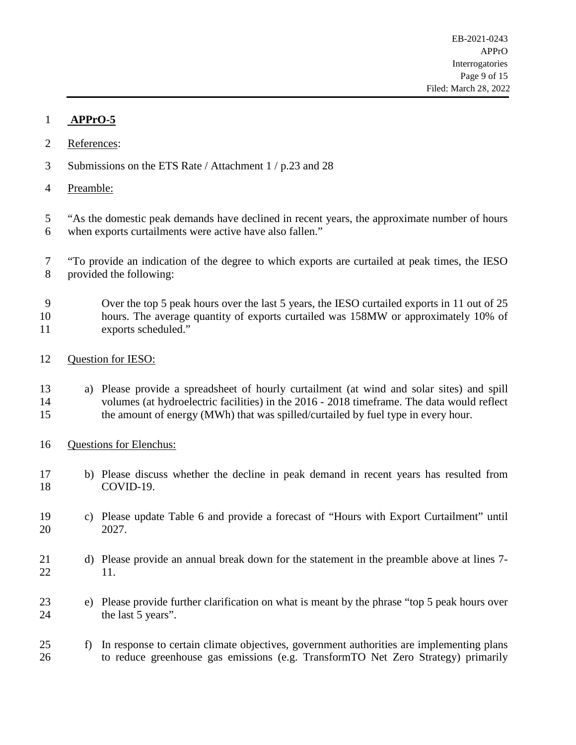**APPrO-5**

References:

Submissions on the ETS Rate / Attachment 1 / p.23 and 28

Preamble:

"As the domestic peak demands have declined in recent years, the approximate number of hours when exports curtailments were active have also fallen."

"To provide an indication of the degree to which exports are curtailed at peak times, the IESO provided the following:

> Over the top 5 peak hours over the last 5 years, the IESO curtailed exports in 11 out of 25 hours. The average quantity of exports curtailed was 158MW or approximately 10% of exports scheduled."

Question for IESO:

a) Please provide a spreadsheet of hourly curtailment (at wind and solar sites) and spill volumes (at hydroelectric facilities) in the 2016 - 2018 timeframe. The data would reflect the amount of energy (MWh) that was spilled/curtailed by fuel type in every hour.

Questions for Elenchus:

b) Please discuss whether the decline in peak demand in recent years has resulted from COVID-19.

c) Please update Table 6 and provide a forecast of "Hours with Export Curtailment" until 2027.

d) Please provide an annual break down for the statement in the preamble above at lines 7-11.

e) Please provide further clarification on what is meant by the phrase "top 5 peak hours over the last 5 years".

f) In response to certain climate objectives, government authorities are implementing plans to reduce greenhouse gas emissions (e.g. TransformTO Net Zero Strategy) primarily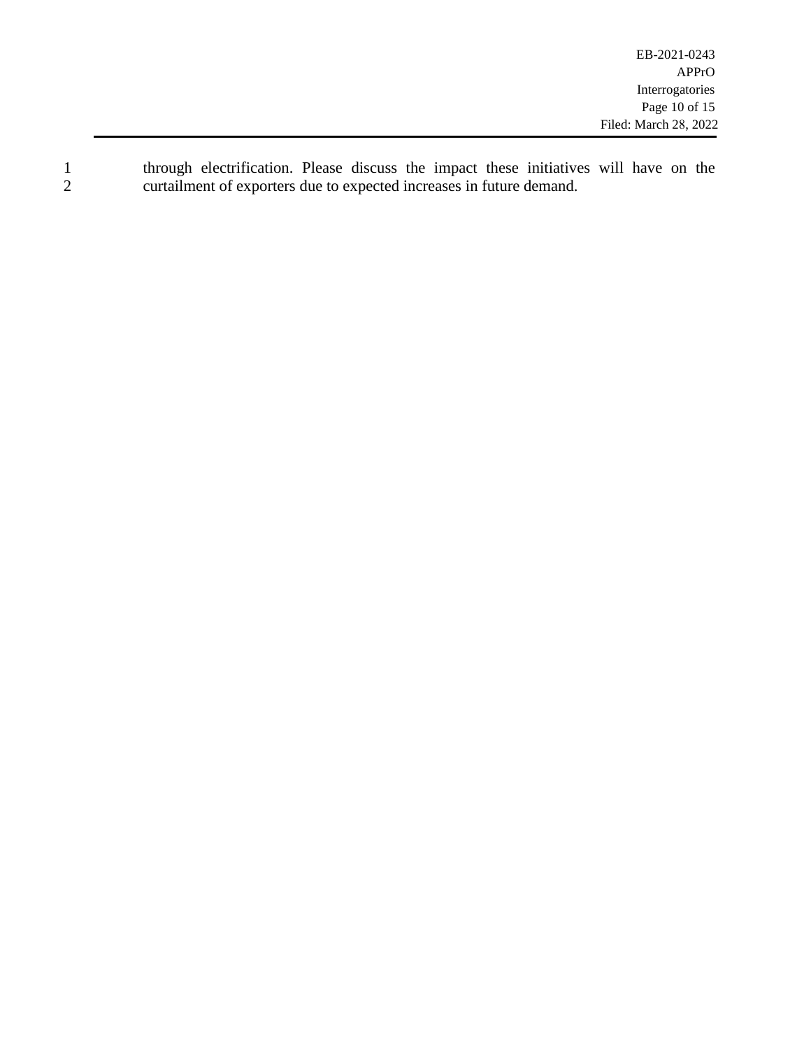through electrification. Please discuss the impact these initiatives will have on the curtailment of exporters due to expected increases in future demand.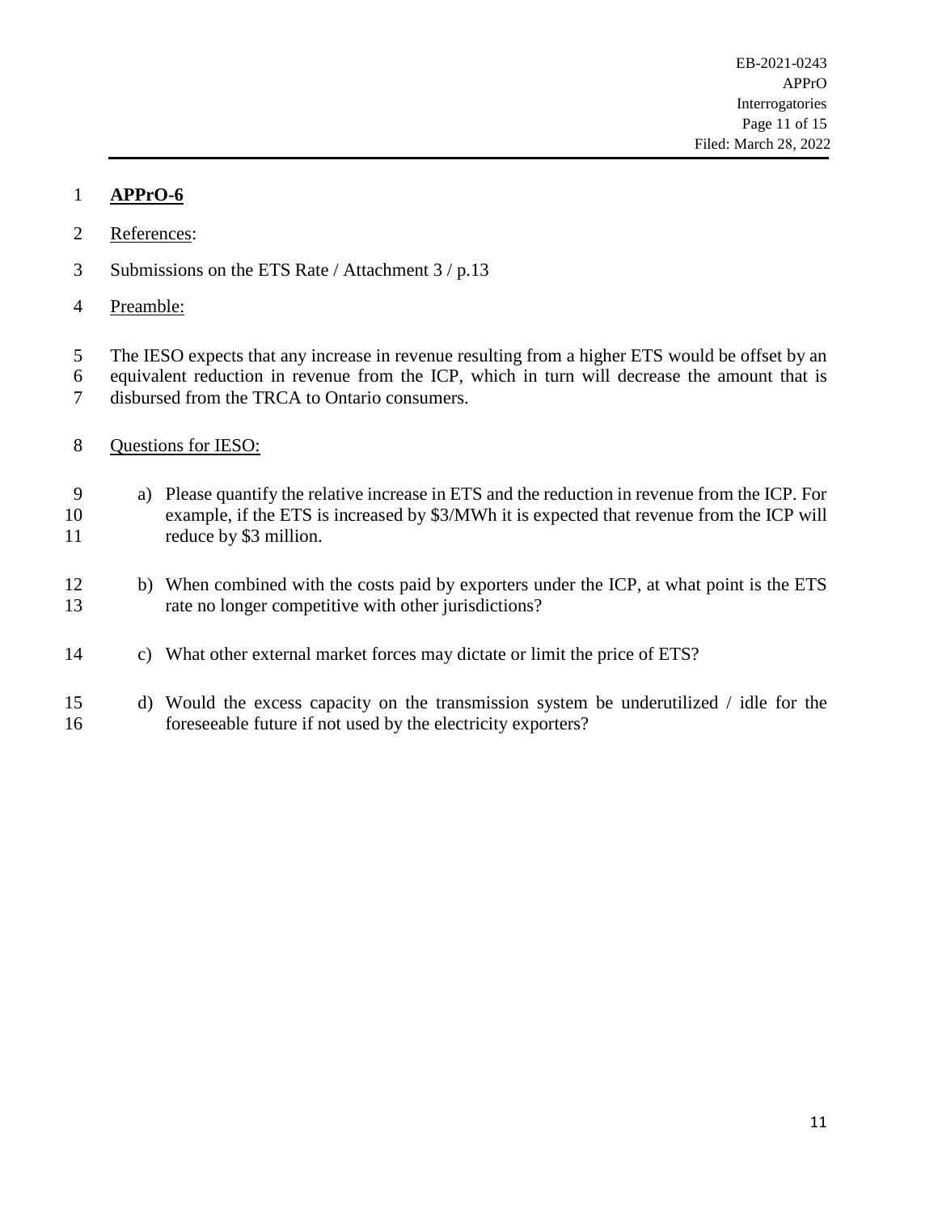**APPrO-6**

References:

Submissions on the ETS Rate / Attachment 3 / p.13

Preamble:

The IESO expects that any increase in revenue resulting from a higher ETS would be offset by an equivalent reduction in revenue from the ICP, which in turn will decrease the amount that is disbursed from the TRCA to Ontario consumers.

Questions for IESO:

a) Please quantify the relative increase in ETS and the reduction in revenue from the ICP. For example, if the ETS is increased by $3/MWh it is expected that revenue from the ICP will reduce by $3 million.

b) When combined with the costs paid by exporters under the ICP, at what point is the ETS rate no longer competitive with other jurisdictions?

c) What other external market forces may dictate or limit the price of ETS?

d) Would the excess capacity on the transmission system be underutilized / idle for the foreseeable future if not used by the electricity exporters?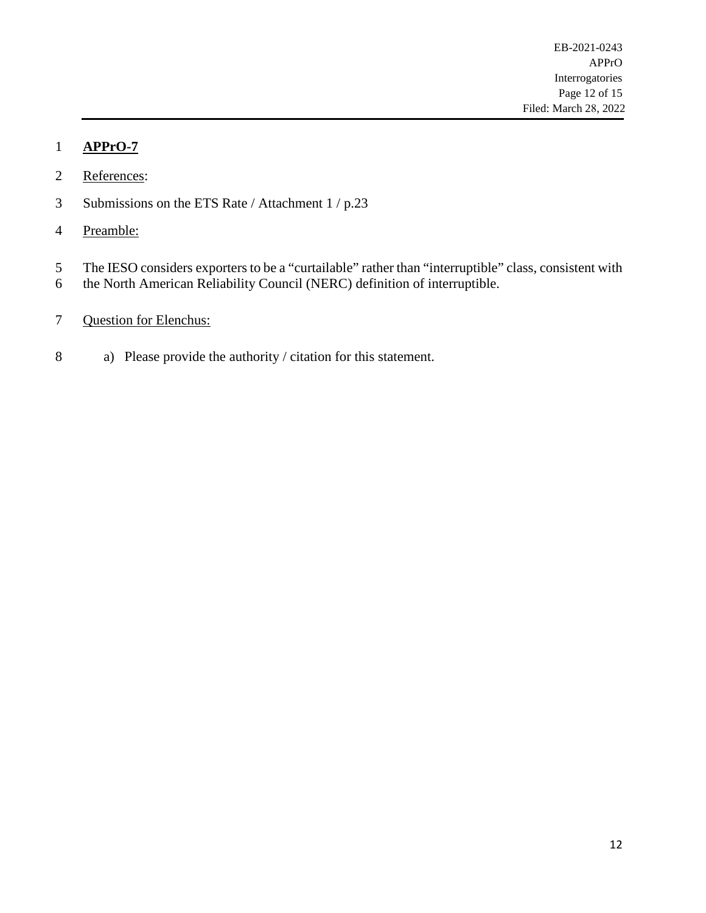**APPrO-7**

References:

Submissions on the ETS Rate / Attachment 1 / p.23

Preamble:

The IESO considers exporters to be a "curtailable" rather than "interruptible" class, consistent with the North American Reliability Council (NERC) definition of interruptible.

Question for Elenchus:

a) Please provide the authority / citation for this statement.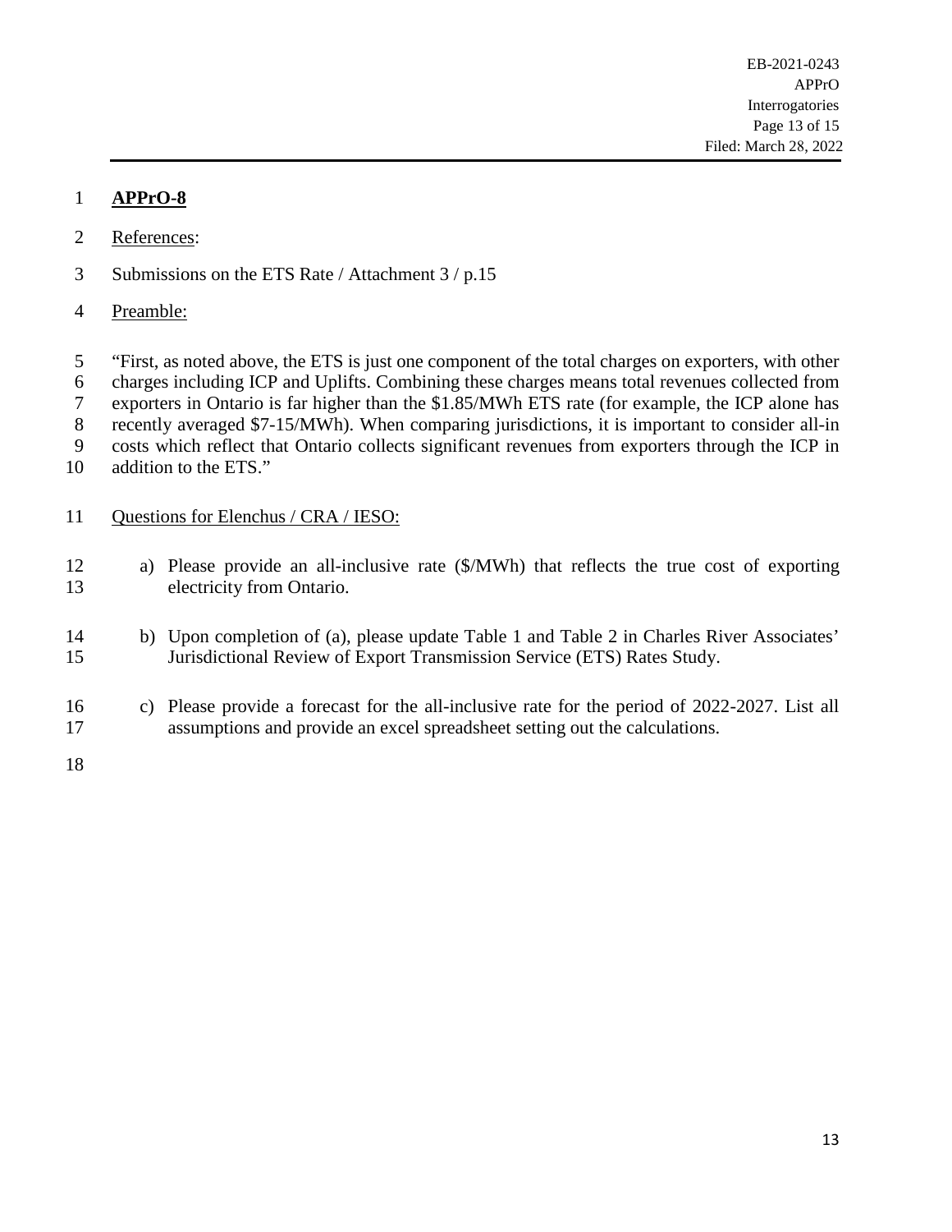**APPrO-8**

References:

Submissions on the ETS Rate / Attachment 3 / p.15

Preamble:

"First, as noted above, the ETS is just one component of the total charges on exporters, with other charges including ICP and Uplifts. Combining these charges means total revenues collected from exporters in Ontario is far higher than the $1.85/MWh ETS rate (for example, the ICP alone has recently averaged $7-15/MWh). When comparing jurisdictions, it is important to consider all-in costs which reflect that Ontario collects significant revenues from exporters through the ICP in addition to the ETS."

Questions for Elenchus / CRA / IESO:

a) Please provide an all-inclusive rate ($/MWh) that reflects the true cost of exporting electricity from Ontario.

b) Upon completion of (a), please update Table 1 and Table 2 in Charles River Associates' Jurisdictional Review of Export Transmission Service (ETS) Rates Study.

c) Please provide a forecast for the all-inclusive rate for the period of 2022-2027. List all assumptions and provide an excel spreadsheet setting out the calculations.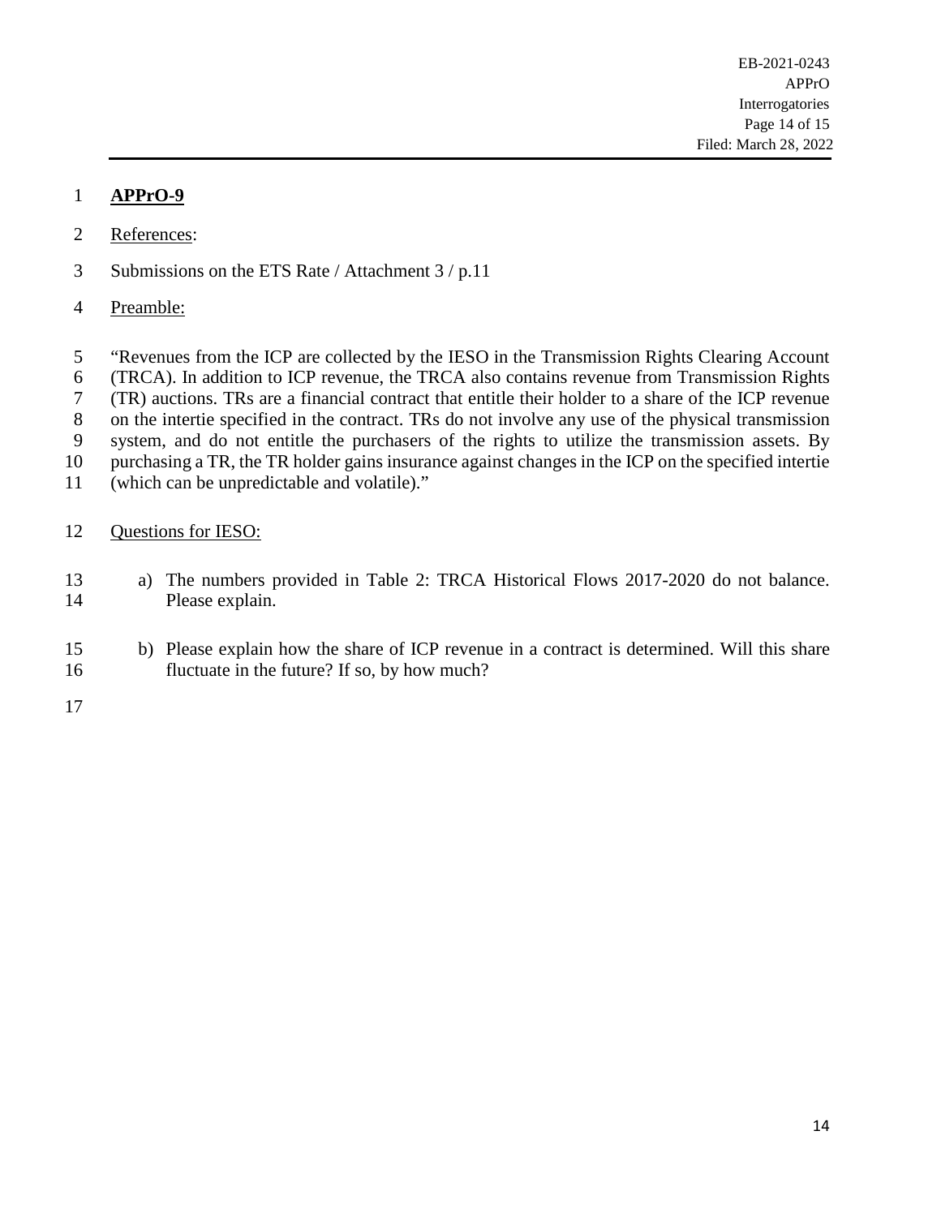**APPrO-9**

References:

Submissions on the ETS Rate / Attachment 3 / p.11

Preamble:

"Revenues from the ICP are collected by the IESO in the Transmission Rights Clearing Account (TRCA). In addition to ICP revenue, the TRCA also contains revenue from Transmission Rights (TR) auctions. TRs are a financial contract that entitle their holder to a share of the ICP revenue on the intertie specified in the contract. TRs do not involve any use of the physical transmission system, and do not entitle the purchasers of the rights to utilize the transmission assets. By purchasing a TR, the TR holder gains insurance against changes in the ICP on the specified intertie (which can be unpredictable and volatile)."

Questions for IESO:

a) The numbers provided in Table 2: TRCA Historical Flows 2017-2020 do not balance. Please explain.

b) Please explain how the share of ICP revenue in a contract is determined. Will this share fluctuate in the future? If so, by how much?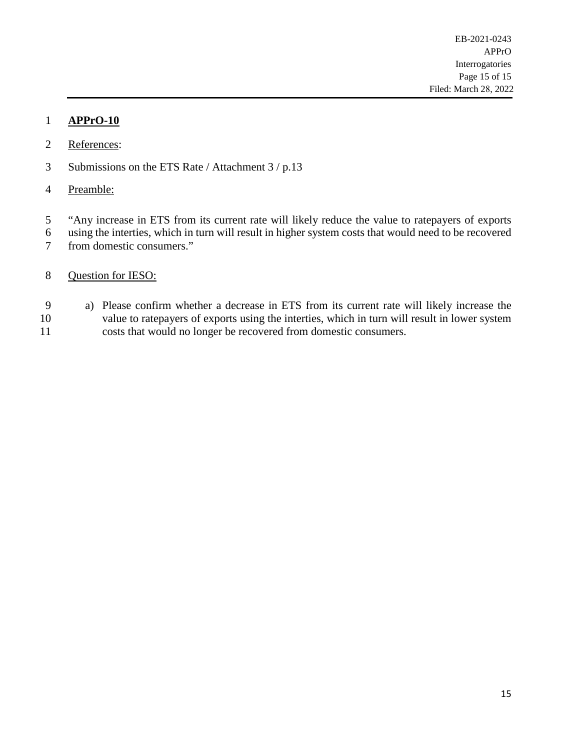**APPrO-10**

References:

Submissions on the ETS Rate / Attachment 3 / p.13

Preamble:

"Any increase in ETS from its current rate will likely reduce the value to ratepayers of exports using the interties, which in turn will result in higher system costs that would need to be recovered from domestic consumers."

Question for IESO:

a) Please confirm whether a decrease in ETS from its current rate will likely increase the value to ratepayers of exports using the interties, which in turn will result in lower system costs that would no longer be recovered from domestic consumers.